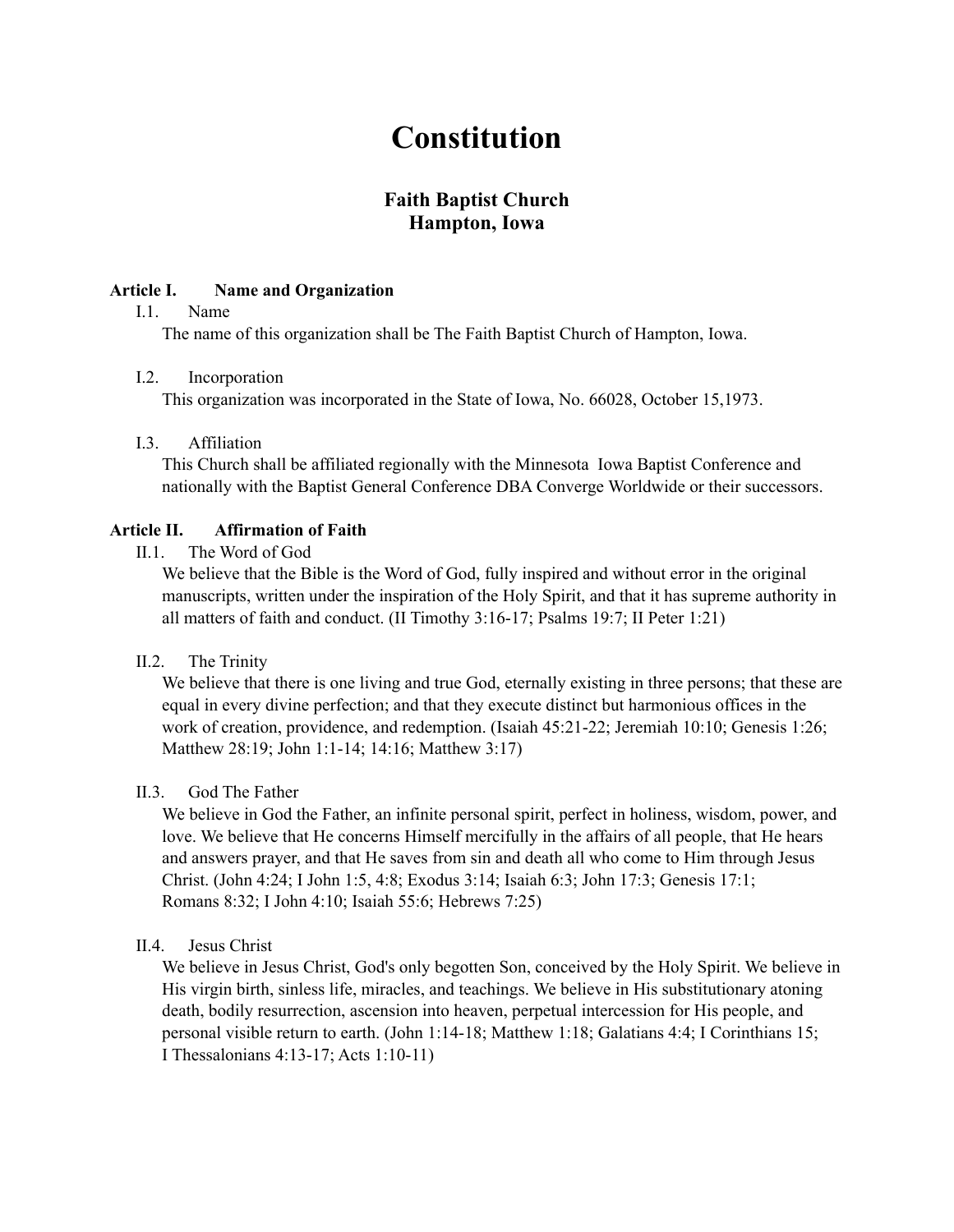# Constitution

## Faith Baptist Church
## Hampton, Iowa

### Article I. Name and Organization

I.1. Name

The name of this organization shall be The Faith Baptist Church of Hampton, Iowa.

I.2. Incorporation

This organization was incorporated in the State of Iowa, No. 66028, October 15,1973.

I.3. Affiliation

This Church shall be affiliated regionally with the Minnesota Iowa Baptist Conference and nationally with the Baptist General Conference DBA Converge Worldwide or their successors.

### Article II. Affirmation of Faith

II.1. The Word of God

We believe that the Bible is the Word of God, fully inspired and without error in the original manuscripts, written under the inspiration of the Holy Spirit, and that it has supreme authority in all matters of faith and conduct. (II Timothy 3:16-17; Psalms 19:7; II Peter 1:21)

II.2. The Trinity

We believe that there is one living and true God, eternally existing in three persons; that these are equal in every divine perfection; and that they execute distinct but harmonious offices in the work of creation, providence, and redemption. (Isaiah 45:21-22; Jeremiah 10:10; Genesis 1:26; Matthew 28:19; John 1:1-14; 14:16; Matthew 3:17)

II.3. God The Father

We believe in God the Father, an infinite personal spirit, perfect in holiness, wisdom, power, and love. We believe that He concerns Himself mercifully in the affairs of all people, that He hears and answers prayer, and that He saves from sin and death all who come to Him through Jesus Christ. (John 4:24; I John 1:5, 4:8; Exodus 3:14; Isaiah 6:3; John 17:3; Genesis 17:1; Romans 8:32; I John 4:10; Isaiah 55:6; Hebrews 7:25)

II.4. Jesus Christ

We believe in Jesus Christ, God's only begotten Son, conceived by the Holy Spirit. We believe in His virgin birth, sinless life, miracles, and teachings. We believe in His substitutionary atoning death, bodily resurrection, ascension into heaven, perpetual intercession for His people, and personal visible return to earth. (John 1:14-18; Matthew 1:18; Galatians 4:4; I Corinthians 15; I Thessalonians 4:13-17; Acts 1:10-11)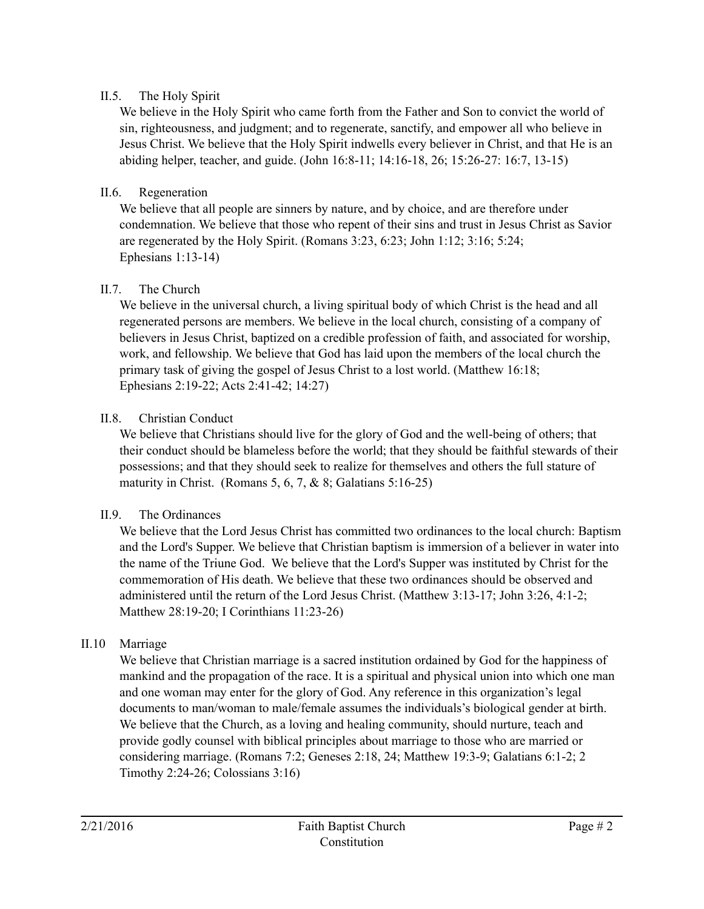### II.5. The Holy Spirit

We believe in the Holy Spirit who came forth from the Father and Son to convict the world of sin, righteousness, and judgment; and to regenerate, sanctify, and empower all who believe in Jesus Christ. We believe that the Holy Spirit indwells every believer in Christ, and that He is an abiding helper, teacher, and guide. (John 16:8-11; 14:16-18, 26; 15:26-27: 16:7, 13-15)

### II.6. Regeneration

We believe that all people are sinners by nature, and by choice, and are therefore under condemnation. We believe that those who repent of their sins and trust in Jesus Christ as Savior are regenerated by the Holy Spirit. (Romans 3:23, 6:23; John 1:12; 3:16; 5:24; Ephesians 1:13-14)

### II.7. The Church

We believe in the universal church, a living spiritual body of which Christ is the head and all regenerated persons are members. We believe in the local church, consisting of a company of believers in Jesus Christ, baptized on a credible profession of faith, and associated for worship, work, and fellowship. We believe that God has laid upon the members of the local church the primary task of giving the gospel of Jesus Christ to a lost world. (Matthew 16:18; Ephesians 2:19-22; Acts 2:41-42; 14:27)

### II.8. Christian Conduct

We believe that Christians should live for the glory of God and the well-being of others; that their conduct should be blameless before the world; that they should be faithful stewards of their possessions; and that they should seek to realize for themselves and others the full stature of maturity in Christ. (Romans 5, 6, 7, & 8; Galatians 5:16-25)

### II.9. The Ordinances

We believe that the Lord Jesus Christ has committed two ordinances to the local church: Baptism and the Lord's Supper. We believe that Christian baptism is immersion of a believer in water into the name of the Triune God. We believe that the Lord's Supper was instituted by Christ for the commemoration of His death. We believe that these two ordinances should be observed and administered until the return of the Lord Jesus Christ. (Matthew 3:13-17; John 3:26, 4:1-2; Matthew 28:19-20; I Corinthians 11:23-26)

### II.10 Marriage

We believe that Christian marriage is a sacred institution ordained by God for the happiness of mankind and the propagation of the race. It is a spiritual and physical union into which one man and one woman may enter for the glory of God. Any reference in this organization's legal documents to man/woman to male/female assumes the individuals's biological gender at birth. We believe that the Church, as a loving and healing community, should nurture, teach and provide godly counsel with biblical principles about marriage to those who are married or considering marriage. (Romans 7:2; Geneses 2:18, 24; Matthew 19:3-9; Galatians 6:1-2; 2 Timothy 2:24-26; Colossians 3:16)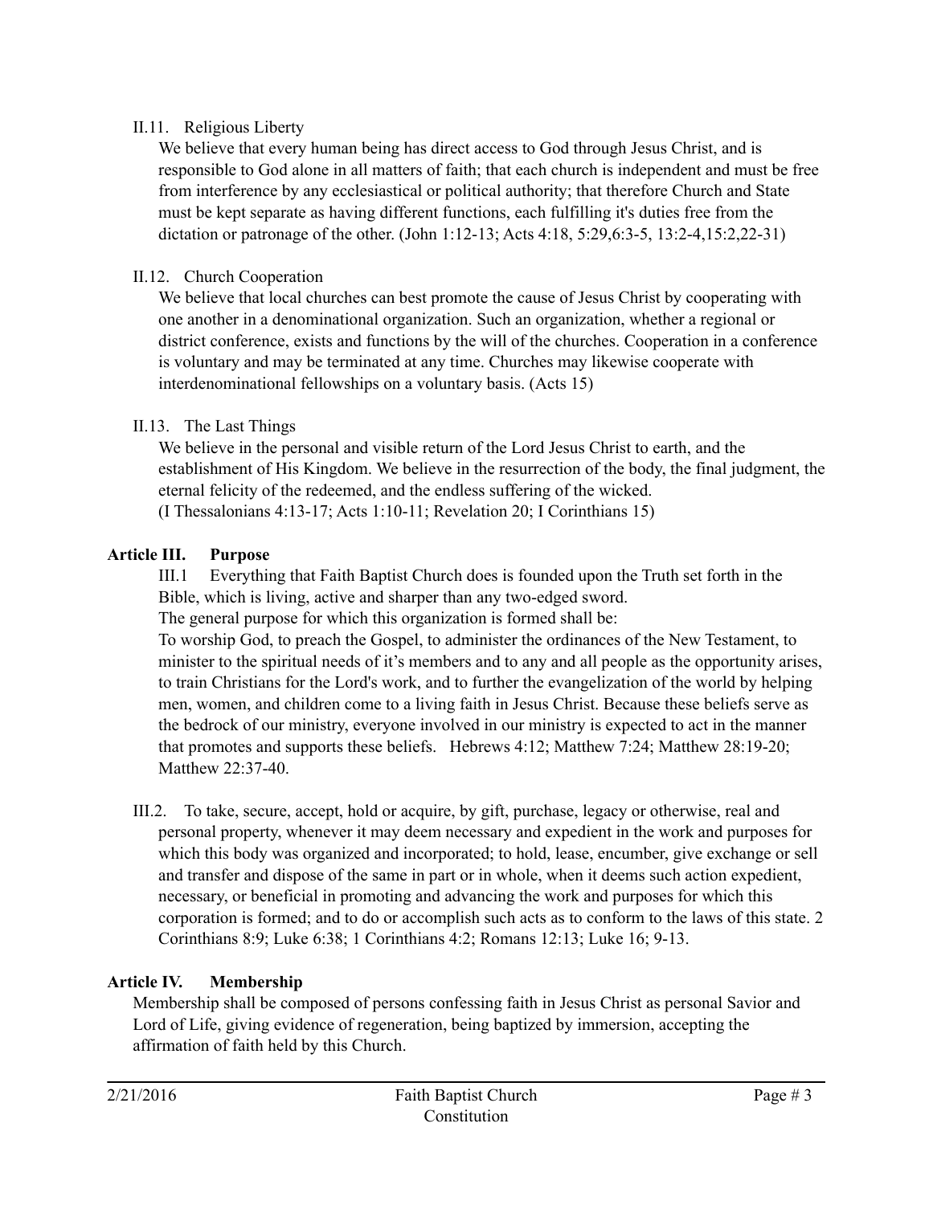II.11. Religious Liberty

We believe that every human being has direct access to God through Jesus Christ, and is responsible to God alone in all matters of faith; that each church is independent and must be free from interference by any ecclesiastical or political authority; that therefore Church and State must be kept separate as having different functions, each fulfilling it's duties free from the dictation or patronage of the other. (John 1:12-13; Acts 4:18, 5:29,6:3-5, 13:2-4,15:2,22-31)

II.12. Church Cooperation

We believe that local churches can best promote the cause of Jesus Christ by cooperating with one another in a denominational organization. Such an organization, whether a regional or district conference, exists and functions by the will of the churches. Cooperation in a conference is voluntary and may be terminated at any time. Churches may likewise cooperate with interdenominational fellowships on a voluntary basis. (Acts 15)

II.13. The Last Things

We believe in the personal and visible return of the Lord Jesus Christ to earth, and the establishment of His Kingdom. We believe in the resurrection of the body, the final judgment, the eternal felicity of the redeemed, and the endless suffering of the wicked.
(I Thessalonians 4:13-17; Acts 1:10-11; Revelation 20; I Corinthians 15)

## Article III. Purpose

III.1 Everything that Faith Baptist Church does is founded upon the Truth set forth in the Bible, which is living, active and sharper than any two-edged sword.

The general purpose for which this organization is formed shall be:

To worship God, to preach the Gospel, to administer the ordinances of the New Testament, to minister to the spiritual needs of it's members and to any and all people as the opportunity arises, to train Christians for the Lord's work, and to further the evangelization of the world by helping men, women, and children come to a living faith in Jesus Christ. Because these beliefs serve as the bedrock of our ministry, everyone involved in our ministry is expected to act in the manner that promotes and supports these beliefs. Hebrews 4:12; Matthew 7:24; Matthew 28:19-20; Matthew 22:37-40.

III.2. To take, secure, accept, hold or acquire, by gift, purchase, legacy or otherwise, real and personal property, whenever it may deem necessary and expedient in the work and purposes for which this body was organized and incorporated; to hold, lease, encumber, give exchange or sell and transfer and dispose of the same in part or in whole, when it deems such action expedient, necessary, or beneficial in promoting and advancing the work and purposes for which this corporation is formed; and to do or accomplish such acts as to conform to the laws of this state. 2 Corinthians 8:9; Luke 6:38; 1 Corinthians 4:2; Romans 12:13; Luke 16; 9-13.

## Article IV. Membership

Membership shall be composed of persons confessing faith in Jesus Christ as personal Savior and Lord of Life, giving evidence of regeneration, being baptized by immersion, accepting the affirmation of faith held by this Church.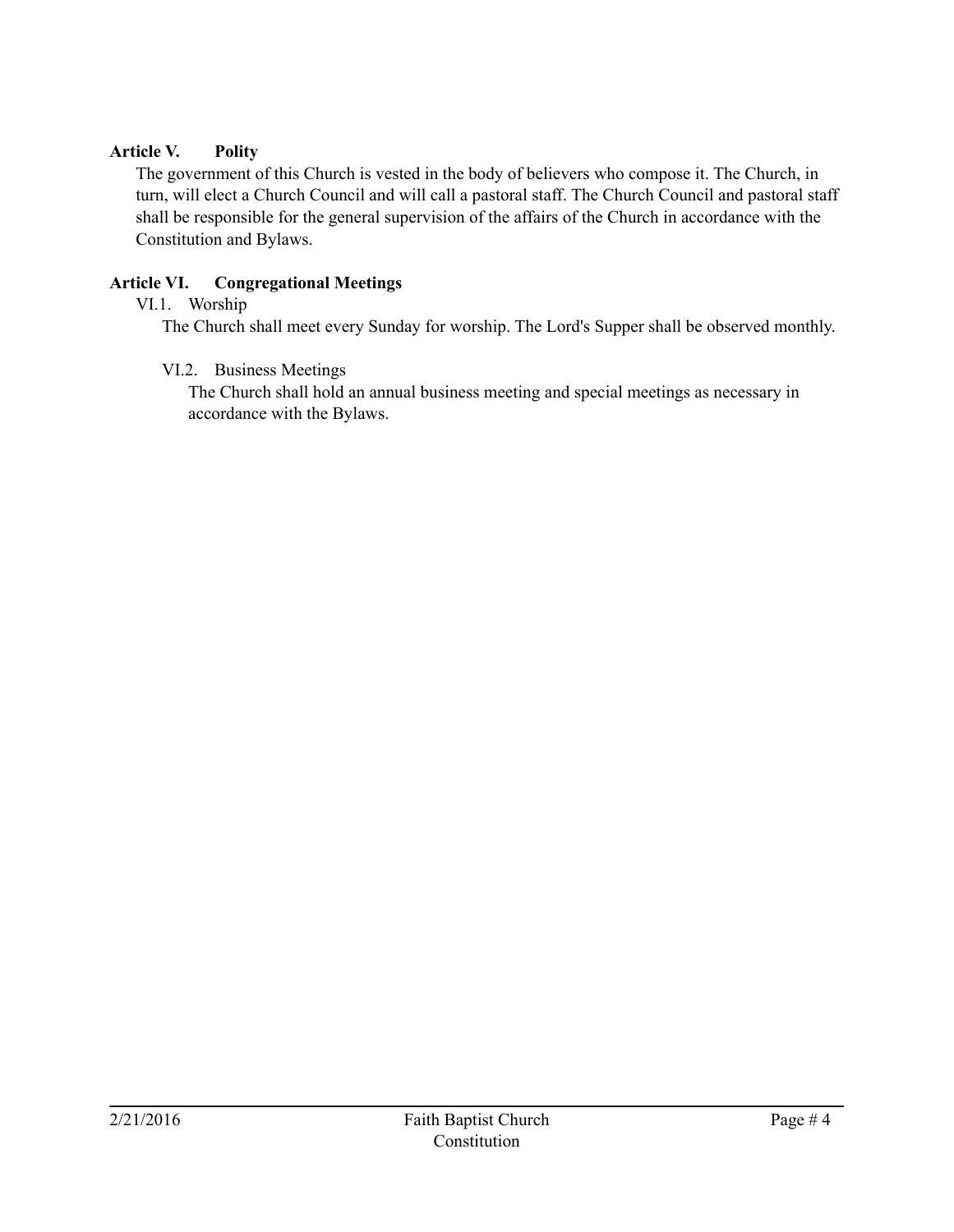## Article V. Polity

The government of this Church is vested in the body of believers who compose it. The Church, in turn, will elect a Church Council and will call a pastoral staff. The Church Council and pastoral staff shall be responsible for the general supervision of the affairs of the Church in accordance with the Constitution and Bylaws.

## Article VI. Congregational Meetings

### VI.1. Worship

The Church shall meet every Sunday for worship. The Lord's Supper shall be observed monthly.

### VI.2. Business Meetings

The Church shall hold an annual business meeting and special meetings as necessary in accordance with the Bylaws.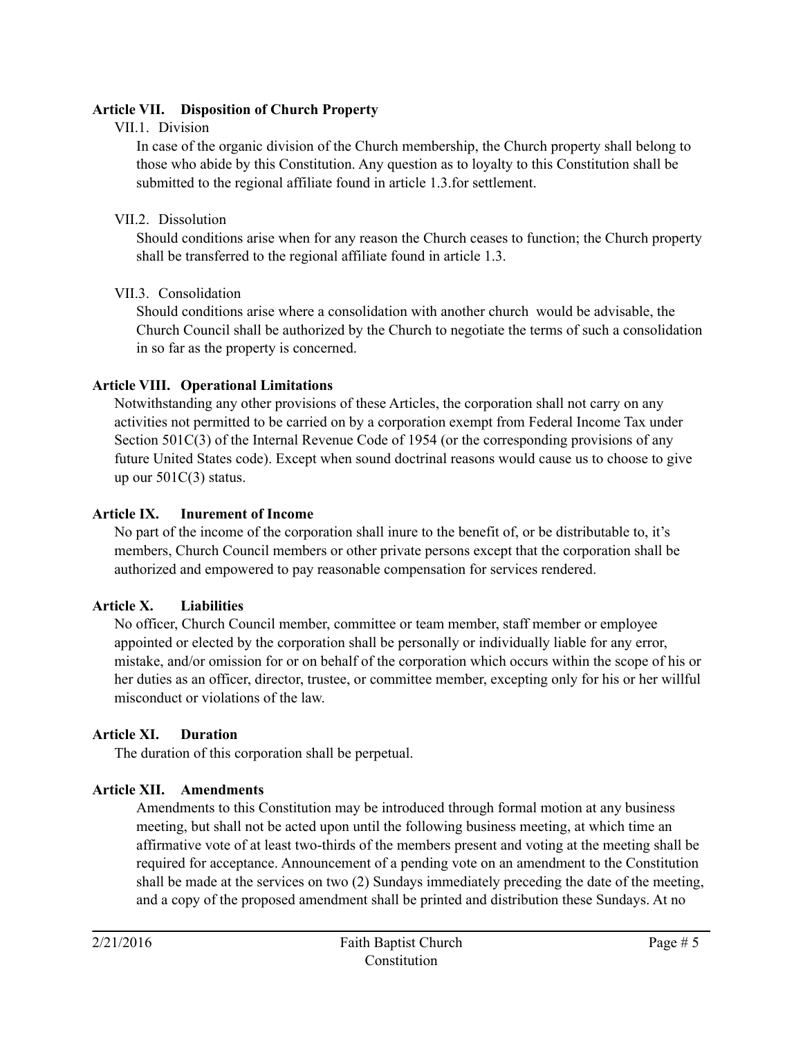## Article VII. Disposition of Church Property

VII.1. Division

In case of the organic division of the Church membership, the Church property shall belong to those who abide by this Constitution. Any question as to loyalty to this Constitution shall be submitted to the regional affiliate found in article 1.3.for settlement.

VII.2. Dissolution

Should conditions arise when for any reason the Church ceases to function; the Church property shall be transferred to the regional affiliate found in article 1.3.

VII.3. Consolidation

Should conditions arise where a consolidation with another church would be advisable, the Church Council shall be authorized by the Church to negotiate the terms of such a consolidation in so far as the property is concerned.

## Article VIII. Operational Limitations

Notwithstanding any other provisions of these Articles, the corporation shall not carry on any activities not permitted to be carried on by a corporation exempt from Federal Income Tax under Section 501C(3) of the Internal Revenue Code of 1954 (or the corresponding provisions of any future United States code). Except when sound doctrinal reasons would cause us to choose to give up our 501C(3) status.

## Article IX. Inurement of Income

No part of the income of the corporation shall inure to the benefit of, or be distributable to, it's members, Church Council members or other private persons except that the corporation shall be authorized and empowered to pay reasonable compensation for services rendered.

## Article X. Liabilities

No officer, Church Council member, committee or team member, staff member or employee appointed or elected by the corporation shall be personally or individually liable for any error, mistake, and/or omission for or on behalf of the corporation which occurs within the scope of his or her duties as an officer, director, trustee, or committee member, excepting only for his or her willful misconduct or violations of the law.

## Article XI. Duration

The duration of this corporation shall be perpetual.

## Article XII. Amendments

Amendments to this Constitution may be introduced through formal motion at any business meeting, but shall not be acted upon until the following business meeting, at which time an affirmative vote of at least two-thirds of the members present and voting at the meeting shall be required for acceptance. Announcement of a pending vote on an amendment to the Constitution shall be made at the services on two (2) Sundays immediately preceding the date of the meeting, and a copy of the proposed amendment shall be printed and distribution these Sundays. At no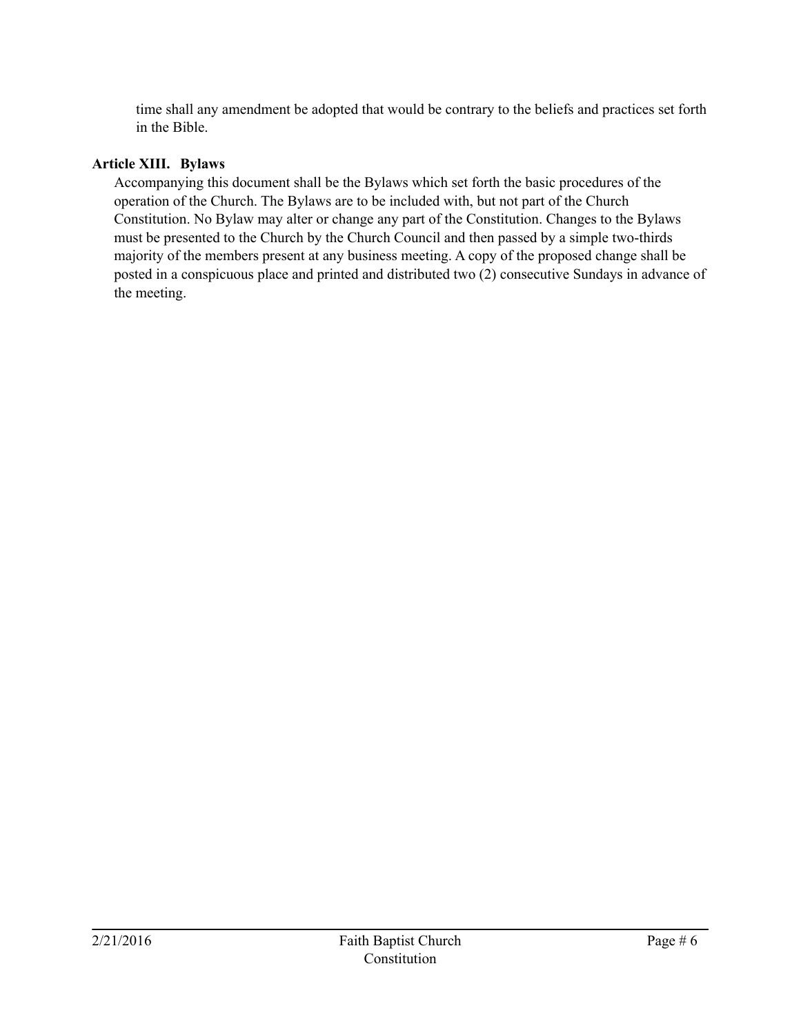time shall any amendment be adopted that would be contrary to the beliefs and practices set forth in the Bible.

**Article XIII. Bylaws**

Accompanying this document shall be the Bylaws which set forth the basic procedures of the operation of the Church. The Bylaws are to be included with, but not part of the Church Constitution. No Bylaw may alter or change any part of the Constitution. Changes to the Bylaws must be presented to the Church by the Church Council and then passed by a simple two-thirds majority of the members present at any business meeting. A copy of the proposed change shall be posted in a conspicuous place and printed and distributed two (2) consecutive Sundays in advance of the meeting.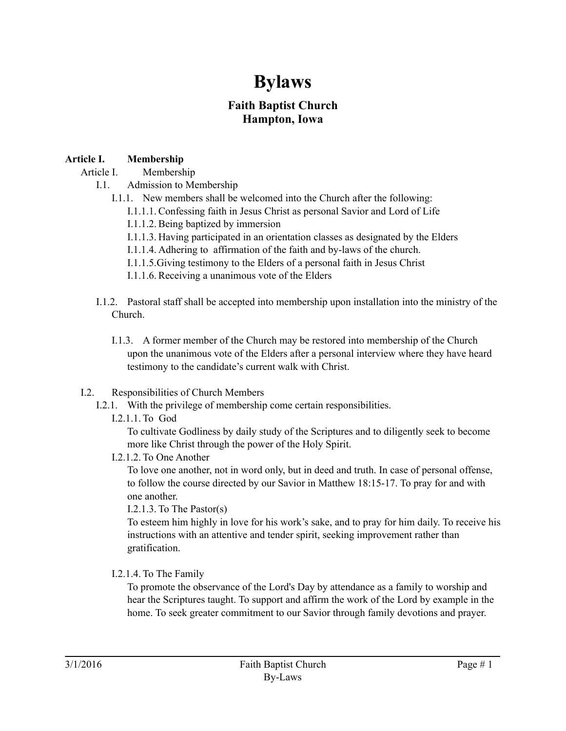# Bylaws

## Faith Baptist Church
## Hampton, Iowa

**Article I. Membership**

Article I. Membership

I.1. Admission to Membership

I.1.1. New members shall be welcomed into the Church after the following:

I.1.1.1. Confessing faith in Jesus Christ as personal Savior and Lord of Life

I.1.1.2. Being baptized by immersion

I.1.1.3. Having participated in an orientation classes as designated by the Elders

I.1.1.4. Adhering to affirmation of the faith and by-laws of the church.

I.1.1.5. Giving testimony to the Elders of a personal faith in Jesus Christ

I.1.1.6. Receiving a unanimous vote of the Elders

I.1.2. Pastoral staff shall be accepted into membership upon installation into the ministry of the Church.

I.1.3. A former member of the Church may be restored into membership of the Church upon the unanimous vote of the Elders after a personal interview where they have heard testimony to the candidate's current walk with Christ.

I.2. Responsibilities of Church Members

I.2.1. With the privilege of membership come certain responsibilities.

I.2.1.1. To God

To cultivate Godliness by daily study of the Scriptures and to diligently seek to become more like Christ through the power of the Holy Spirit.

I.2.1.2. To One Another

To love one another, not in word only, but in deed and truth. In case of personal offense, to follow the course directed by our Savior in Matthew 18:15-17. To pray for and with one another.

I.2.1.3. To The Pastor(s)

To esteem him highly in love for his work's sake, and to pray for him daily. To receive his instructions with an attentive and tender spirit, seeking improvement rather than gratification.

I.2.1.4. To The Family

To promote the observance of the Lord's Day by attendance as a family to worship and hear the Scriptures taught. To support and affirm the work of the Lord by example in the home. To seek greater commitment to our Savior through family devotions and prayer.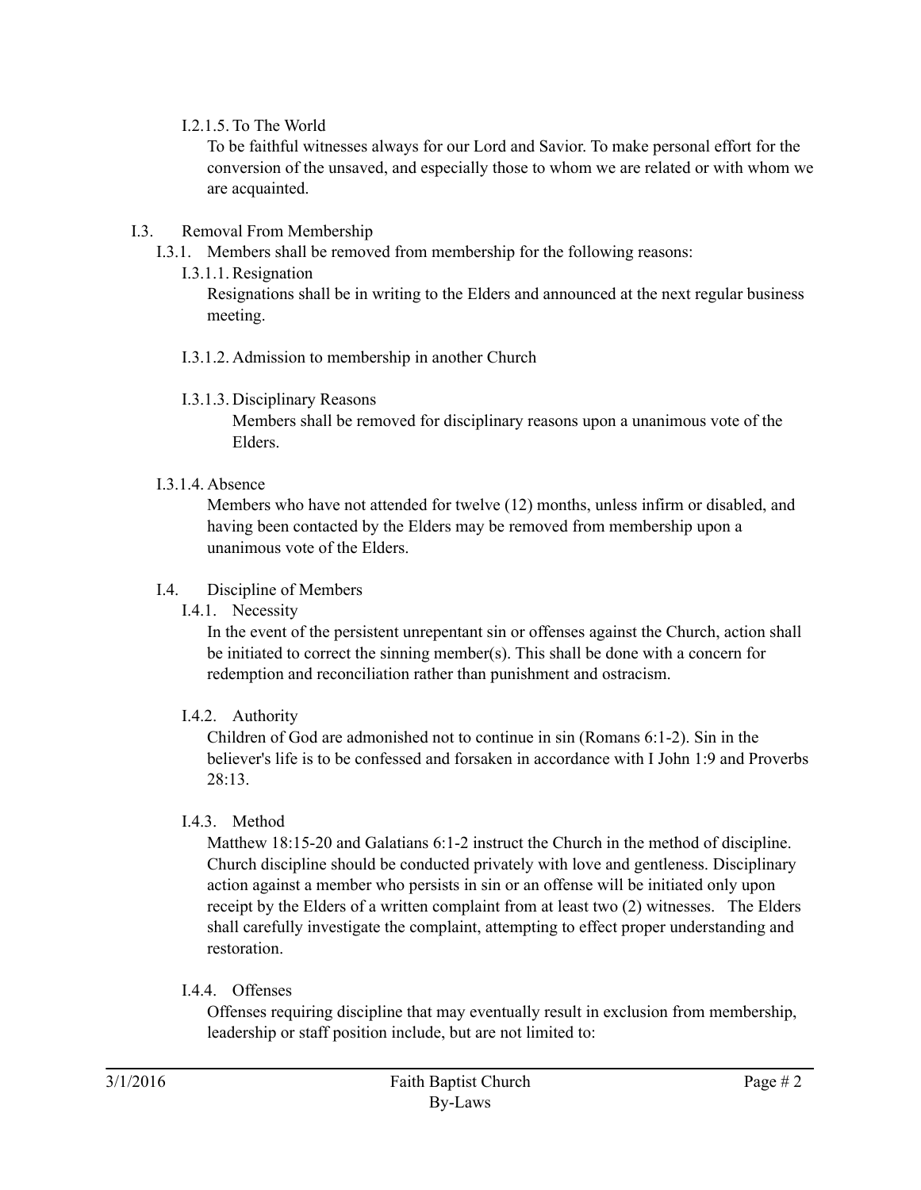I.2.1.5. To The World

To be faithful witnesses always for our Lord and Savior. To make personal effort for the conversion of the unsaved, and especially those to whom we are related or with whom we are acquainted.

## I.3. Removal From Membership

I.3.1. Members shall be removed from membership for the following reasons:

I.3.1.1. Resignation

Resignations shall be in writing to the Elders and announced at the next regular business meeting.

I.3.1.2. Admission to membership in another Church

I.3.1.3. Disciplinary Reasons

Members shall be removed for disciplinary reasons upon a unanimous vote of the Elders.

I.3.1.4. Absence

Members who have not attended for twelve (12) months, unless infirm or disabled, and having been contacted by the Elders may be removed from membership upon a unanimous vote of the Elders.

## I.4. Discipline of Members

I.4.1. Necessity

In the event of the persistent unrepentant sin or offenses against the Church, action shall be initiated to correct the sinning member(s). This shall be done with a concern for redemption and reconciliation rather than punishment and ostracism.

I.4.2. Authority

Children of God are admonished not to continue in sin (Romans 6:1-2). Sin in the believer's life is to be confessed and forsaken in accordance with I John 1:9 and Proverbs 28:13.

I.4.3. Method

Matthew 18:15-20 and Galatians 6:1-2 instruct the Church in the method of discipline. Church discipline should be conducted privately with love and gentleness. Disciplinary action against a member who persists in sin or an offense will be initiated only upon receipt by the Elders of a written complaint from at least two (2) witnesses. The Elders shall carefully investigate the complaint, attempting to effect proper understanding and restoration.

I.4.4. Offenses

Offenses requiring discipline that may eventually result in exclusion from membership, leadership or staff position include, but are not limited to: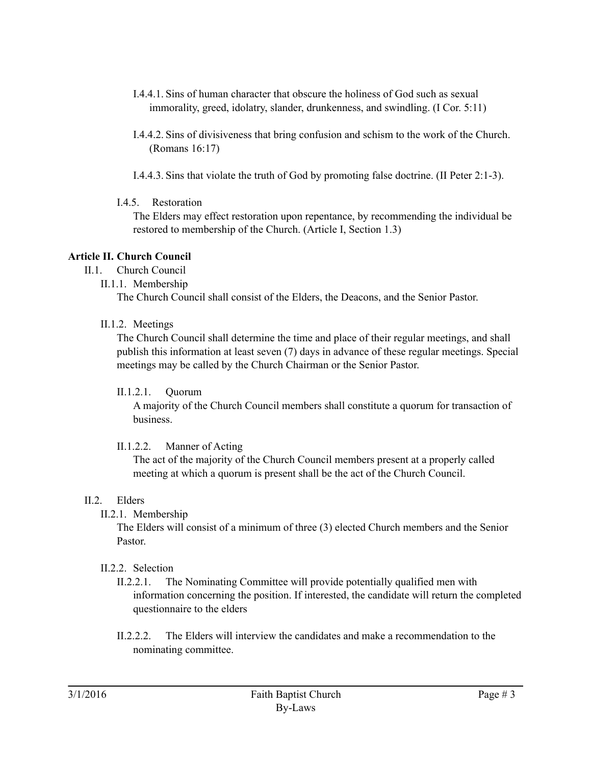I.4.4.1. Sins of human character that obscure the holiness of God such as sexual immorality, greed, idolatry, slander, drunkenness, and swindling. (I Cor. 5:11)

I.4.4.2. Sins of divisiveness that bring confusion and schism to the work of the Church. (Romans 16:17)

I.4.4.3. Sins that violate the truth of God by promoting false doctrine. (II Peter 2:1-3).

I.4.5. Restoration

The Elders may effect restoration upon repentance, by recommending the individual be restored to membership of the Church. (Article I, Section 1.3)

**Article II. Church Council**

II.1. Church Council

II.1.1. Membership

The Church Council shall consist of the Elders, the Deacons, and the Senior Pastor.

II.1.2. Meetings

The Church Council shall determine the time and place of their regular meetings, and shall publish this information at least seven (7) days in advance of these regular meetings. Special meetings may be called by the Church Chairman or the Senior Pastor.

II.1.2.1. Quorum

A majority of the Church Council members shall constitute a quorum for transaction of business.

II.1.2.2. Manner of Acting

The act of the majority of the Church Council members present at a properly called meeting at which a quorum is present shall be the act of the Church Council.

II.2. Elders

II.2.1. Membership

The Elders will consist of a minimum of three (3) elected Church members and the Senior Pastor.

II.2.2. Selection

II.2.2.1. The Nominating Committee will provide potentially qualified men with information concerning the position. If interested, the candidate will return the completed questionnaire to the elders

II.2.2.2. The Elders will interview the candidates and make a recommendation to the nominating committee.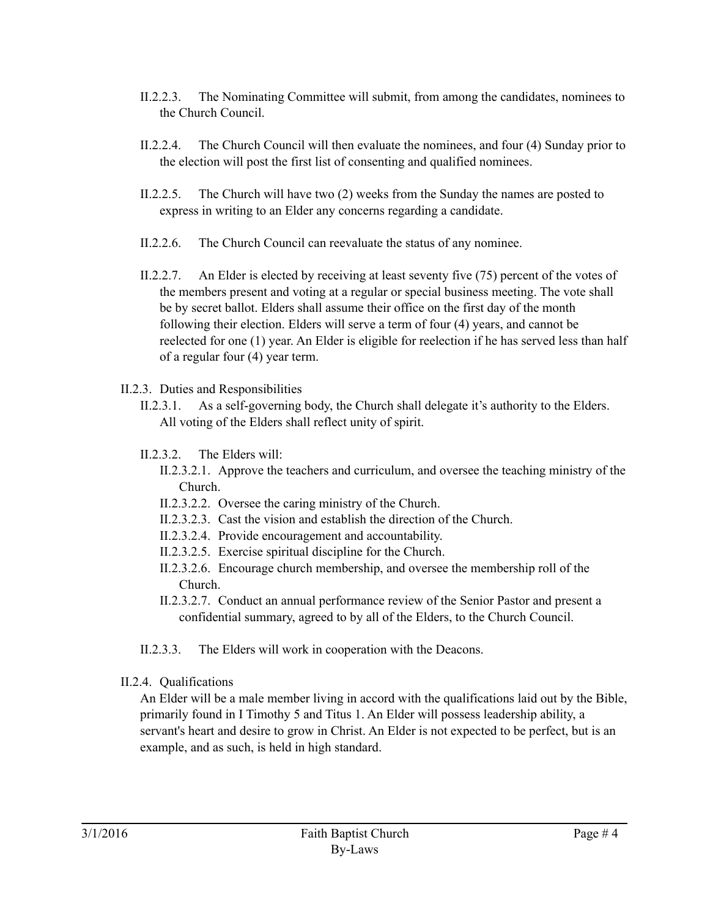II.2.2.3. The Nominating Committee will submit, from among the candidates, nominees to the Church Council.

II.2.2.4. The Church Council will then evaluate the nominees, and four (4) Sunday prior to the election will post the first list of consenting and qualified nominees.

II.2.2.5. The Church will have two (2) weeks from the Sunday the names are posted to express in writing to an Elder any concerns regarding a candidate.

II.2.2.6. The Church Council can reevaluate the status of any nominee.

II.2.2.7. An Elder is elected by receiving at least seventy five (75) percent of the votes of the members present and voting at a regular or special business meeting. The vote shall be by secret ballot. Elders shall assume their office on the first day of the month following their election. Elders will serve a term of four (4) years, and cannot be reelected for one (1) year. An Elder is eligible for reelection if he has served less than half of a regular four (4) year term.

II.2.3. Duties and Responsibilities

II.2.3.1. As a self-governing body, the Church shall delegate it's authority to the Elders. All voting of the Elders shall reflect unity of spirit.

II.2.3.2. The Elders will:

- II.2.3.2.1. Approve the teachers and curriculum, and oversee the teaching ministry of the Church.
- II.2.3.2.2. Oversee the caring ministry of the Church.
- II.2.3.2.3. Cast the vision and establish the direction of the Church.
- II.2.3.2.4. Provide encouragement and accountability.
- II.2.3.2.5. Exercise spiritual discipline for the Church.
- II.2.3.2.6. Encourage church membership, and oversee the membership roll of the Church.
- II.2.3.2.7. Conduct an annual performance review of the Senior Pastor and present a confidential summary, agreed to by all of the Elders, to the Church Council.

II.2.3.3. The Elders will work in cooperation with the Deacons.

II.2.4. Qualifications

An Elder will be a male member living in accord with the qualifications laid out by the Bible, primarily found in I Timothy 5 and Titus 1. An Elder will possess leadership ability, a servant's heart and desire to grow in Christ. An Elder is not expected to be perfect, but is an example, and as such, is held in high standard.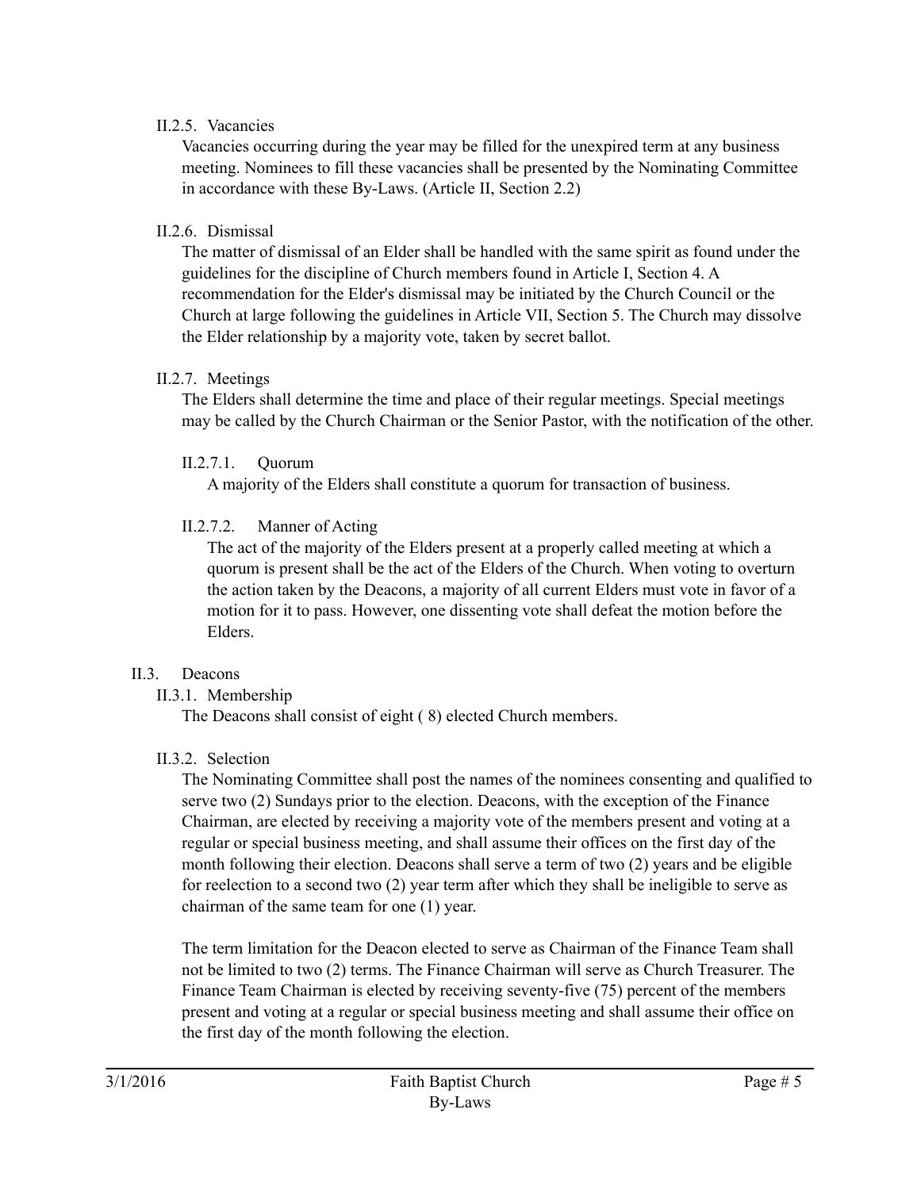#### II.2.5. Vacancies

Vacancies occurring during the year may be filled for the unexpired term at any business meeting. Nominees to fill these vacancies shall be presented by the Nominating Committee in accordance with these By-Laws. (Article II, Section 2.2)

#### II.2.6. Dismissal

The matter of dismissal of an Elder shall be handled with the same spirit as found under the guidelines for the discipline of Church members found in Article I, Section 4. A recommendation for the Elder's dismissal may be initiated by the Church Council or the Church at large following the guidelines in Article VII, Section 5. The Church may dissolve the Elder relationship by a majority vote, taken by secret ballot.

#### II.2.7. Meetings

The Elders shall determine the time and place of their regular meetings. Special meetings may be called by the Church Chairman or the Senior Pastor, with the notification of the other.

##### II.2.7.1. Quorum

A majority of the Elders shall constitute a quorum for transaction of business.

##### II.2.7.2. Manner of Acting

The act of the majority of the Elders present at a properly called meeting at which a quorum is present shall be the act of the Elders of the Church. When voting to overturn the action taken by the Deacons, a majority of all current Elders must vote in favor of a motion for it to pass. However, one dissenting vote shall defeat the motion before the Elders.

### II.3. Deacons

#### II.3.1. Membership

The Deacons shall consist of eight ( 8) elected Church members.

#### II.3.2. Selection

The Nominating Committee shall post the names of the nominees consenting and qualified to serve two (2) Sundays prior to the election. Deacons, with the exception of the Finance Chairman, are elected by receiving a majority vote of the members present and voting at a regular or special business meeting, and shall assume their offices on the first day of the month following their election. Deacons shall serve a term of two (2) years and be eligible for reelection to a second two (2) year term after which they shall be ineligible to serve as chairman of the same team for one (1) year.

The term limitation for the Deacon elected to serve as Chairman of the Finance Team shall not be limited to two (2) terms. The Finance Chairman will serve as Church Treasurer. The Finance Team Chairman is elected by receiving seventy-five (75) percent of the members present and voting at a regular or special business meeting and shall assume their office on the first day of the month following the election.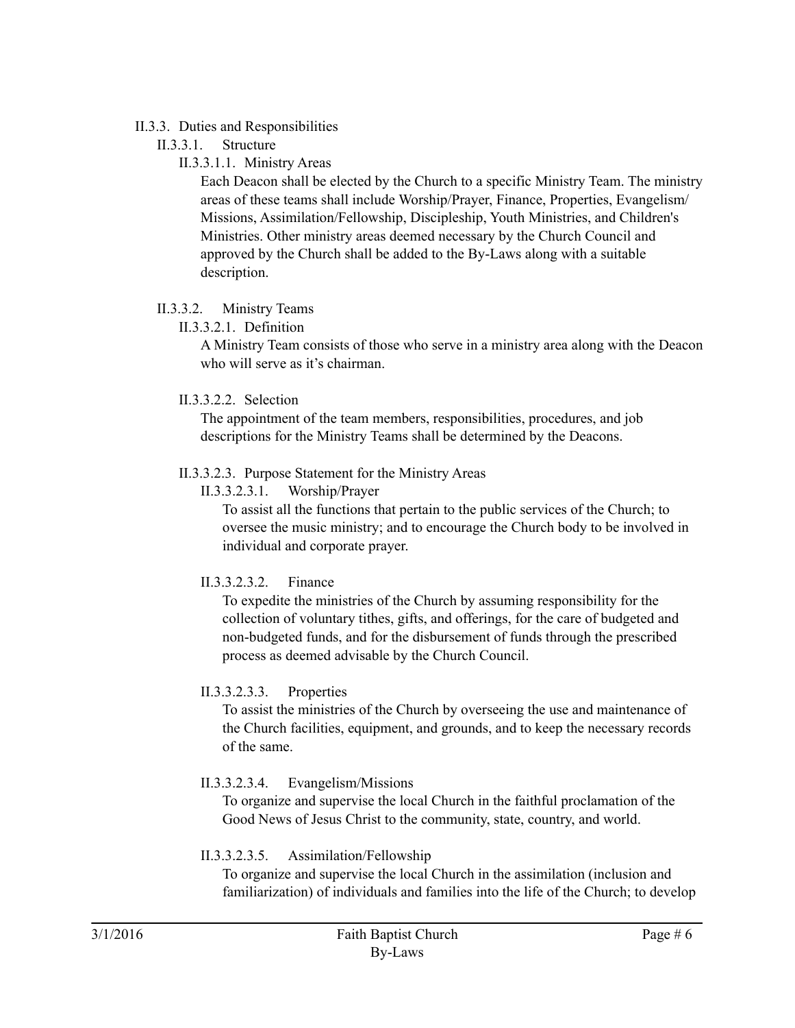II.3.3. Duties and Responsibilities

II.3.3.1. Structure

II.3.3.1.1. Ministry Areas

Each Deacon shall be elected by the Church to a specific Ministry Team. The ministry areas of these teams shall include Worship/Prayer, Finance, Properties, Evangelism/ Missions, Assimilation/Fellowship, Discipleship, Youth Ministries, and Children's Ministries. Other ministry areas deemed necessary by the Church Council and approved by the Church shall be added to the By-Laws along with a suitable description.

II.3.3.2. Ministry Teams

II.3.3.2.1. Definition

A Ministry Team consists of those who serve in a ministry area along with the Deacon who will serve as it's chairman.

II.3.3.2.2. Selection

The appointment of the team members, responsibilities, procedures, and job descriptions for the Ministry Teams shall be determined by the Deacons.

II.3.3.2.3. Purpose Statement for the Ministry Areas

II.3.3.2.3.1. Worship/Prayer

To assist all the functions that pertain to the public services of the Church; to oversee the music ministry; and to encourage the Church body to be involved in individual and corporate prayer.

II.3.3.2.3.2. Finance

To expedite the ministries of the Church by assuming responsibility for the collection of voluntary tithes, gifts, and offerings, for the care of budgeted and non-budgeted funds, and for the disbursement of funds through the prescribed process as deemed advisable by the Church Council.

II.3.3.2.3.3. Properties

To assist the ministries of the Church by overseeing the use and maintenance of the Church facilities, equipment, and grounds, and to keep the necessary records of the same.

II.3.3.2.3.4. Evangelism/Missions

To organize and supervise the local Church in the faithful proclamation of the Good News of Jesus Christ to the community, state, country, and world.

II.3.3.2.3.5. Assimilation/Fellowship

To organize and supervise the local Church in the assimilation (inclusion and familiarization) of individuals and families into the life of the Church; to develop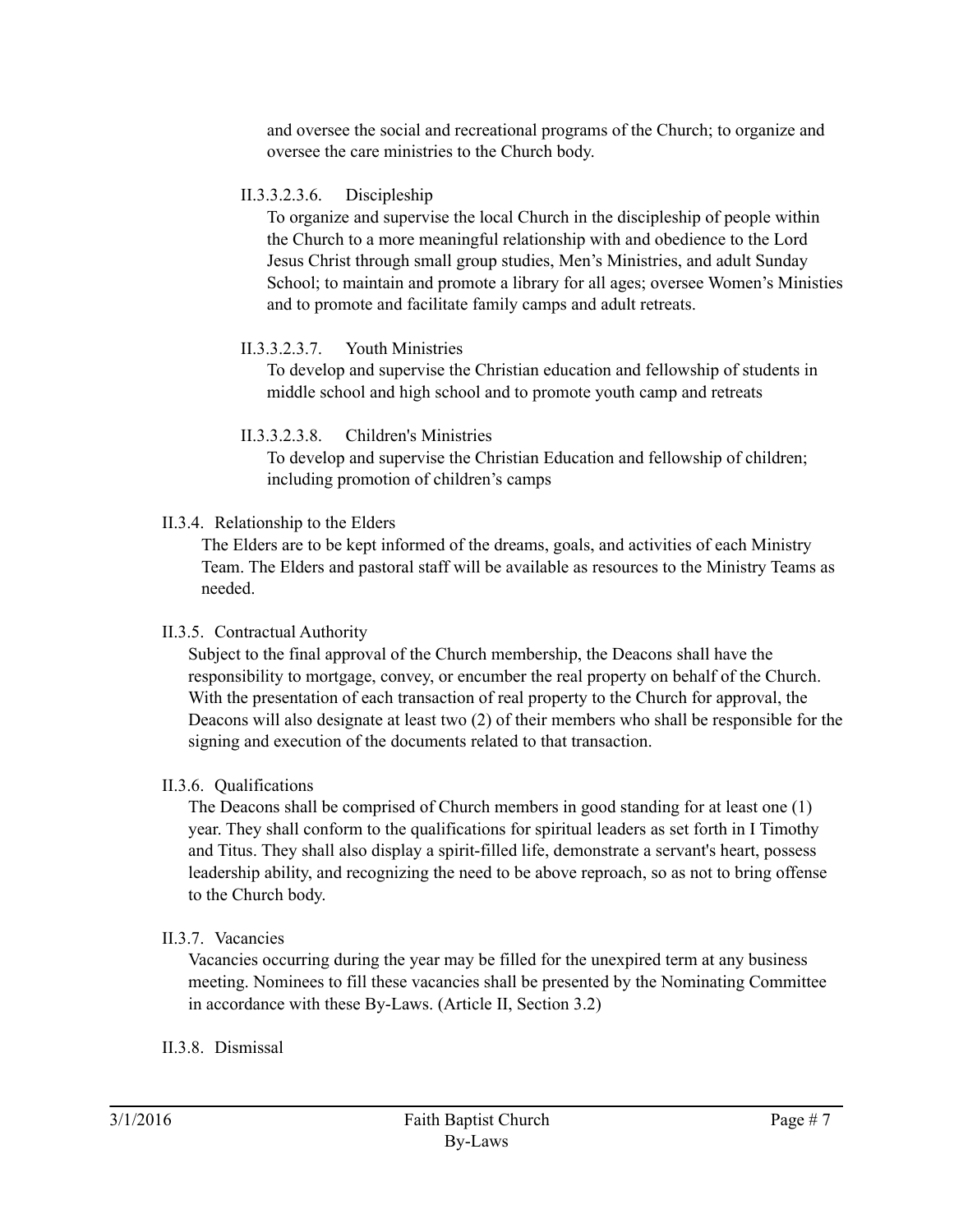and oversee the social and recreational programs of the Church; to organize and oversee the care ministries to the Church body.

II.3.3.2.3.6. Discipleship

To organize and supervise the local Church in the discipleship of people within the Church to a more meaningful relationship with and obedience to the Lord Jesus Christ through small group studies, Men's Ministries, and adult Sunday School; to maintain and promote a library for all ages; oversee Women's Ministies and to promote and facilitate family camps and adult retreats.

II.3.3.2.3.7. Youth Ministries

To develop and supervise the Christian education and fellowship of students in middle school and high school and to promote youth camp and retreats

II.3.3.2.3.8. Children's Ministries

To develop and supervise the Christian Education and fellowship of children; including promotion of children's camps

II.3.4. Relationship to the Elders

The Elders are to be kept informed of the dreams, goals, and activities of each Ministry Team. The Elders and pastoral staff will be available as resources to the Ministry Teams as needed.

II.3.5. Contractual Authority

Subject to the final approval of the Church membership, the Deacons shall have the responsibility to mortgage, convey, or encumber the real property on behalf of the Church. With the presentation of each transaction of real property to the Church for approval, the Deacons will also designate at least two (2) of their members who shall be responsible for the signing and execution of the documents related to that transaction.

II.3.6. Qualifications

The Deacons shall be comprised of Church members in good standing for at least one (1) year. They shall conform to the qualifications for spiritual leaders as set forth in I Timothy and Titus. They shall also display a spirit-filled life, demonstrate a servant's heart, possess leadership ability, and recognizing the need to be above reproach, so as not to bring offense to the Church body.

II.3.7. Vacancies

Vacancies occurring during the year may be filled for the unexpired term at any business meeting. Nominees to fill these vacancies shall be presented by the Nominating Committee in accordance with these By-Laws. (Article II, Section 3.2)

II.3.8. Dismissal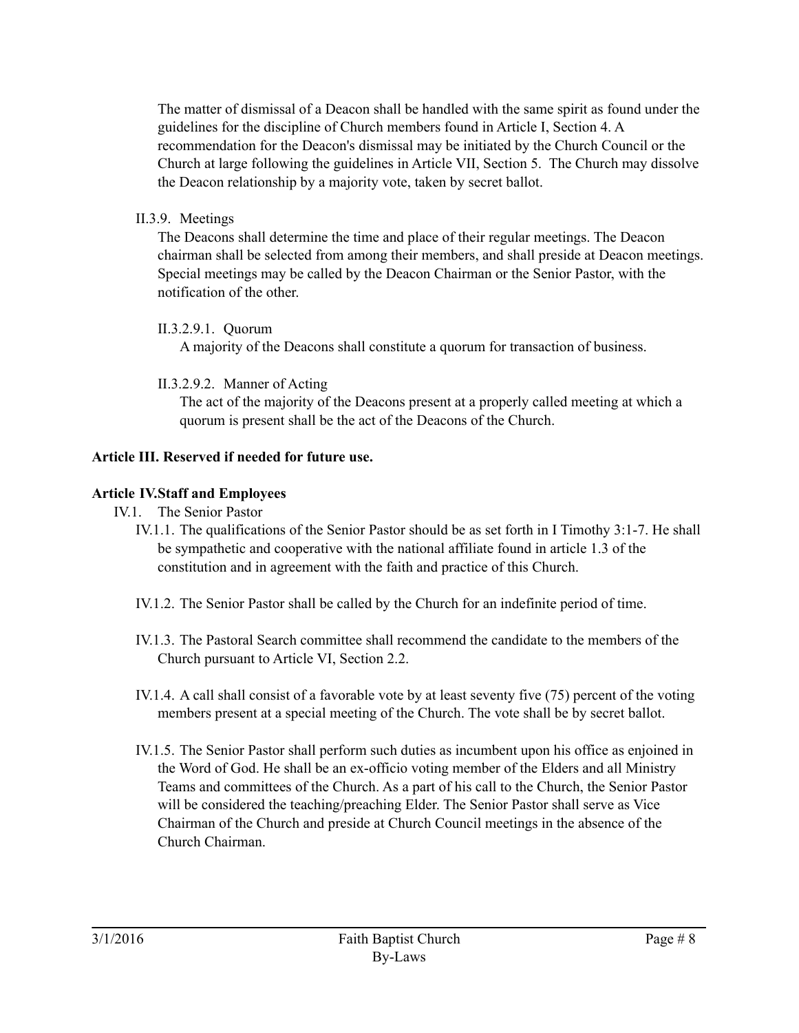The matter of dismissal of a Deacon shall be handled with the same spirit as found under the guidelines for the discipline of Church members found in Article I, Section 4. A recommendation for the Deacon's dismissal may be initiated by the Church Council or the Church at large following the guidelines in Article VII, Section 5. The Church may dissolve the Deacon relationship by a majority vote, taken by secret ballot.

II.3.9. Meetings

The Deacons shall determine the time and place of their regular meetings. The Deacon chairman shall be selected from among their members, and shall preside at Deacon meetings. Special meetings may be called by the Deacon Chairman or the Senior Pastor, with the notification of the other.

II.3.2.9.1. Quorum

A majority of the Deacons shall constitute a quorum for transaction of business.

II.3.2.9.2. Manner of Acting

The act of the majority of the Deacons present at a properly called meeting at which a quorum is present shall be the act of the Deacons of the Church.

**Article III. Reserved if needed for future use.**

**Article IV.Staff and Employees**

IV.1. The Senior Pastor

IV.1.1. The qualifications of the Senior Pastor should be as set forth in I Timothy 3:1-7. He shall be sympathetic and cooperative with the national affiliate found in article 1.3 of the constitution and in agreement with the faith and practice of this Church.

IV.1.2. The Senior Pastor shall be called by the Church for an indefinite period of time.

IV.1.3. The Pastoral Search committee shall recommend the candidate to the members of the Church pursuant to Article VI, Section 2.2.

IV.1.4. A call shall consist of a favorable vote by at least seventy five (75) percent of the voting members present at a special meeting of the Church. The vote shall be by secret ballot.

IV.1.5. The Senior Pastor shall perform such duties as incumbent upon his office as enjoined in the Word of God. He shall be an ex-officio voting member of the Elders and all Ministry Teams and committees of the Church. As a part of his call to the Church, the Senior Pastor will be considered the teaching/preaching Elder. The Senior Pastor shall serve as Vice Chairman of the Church and preside at Church Council meetings in the absence of the Church Chairman.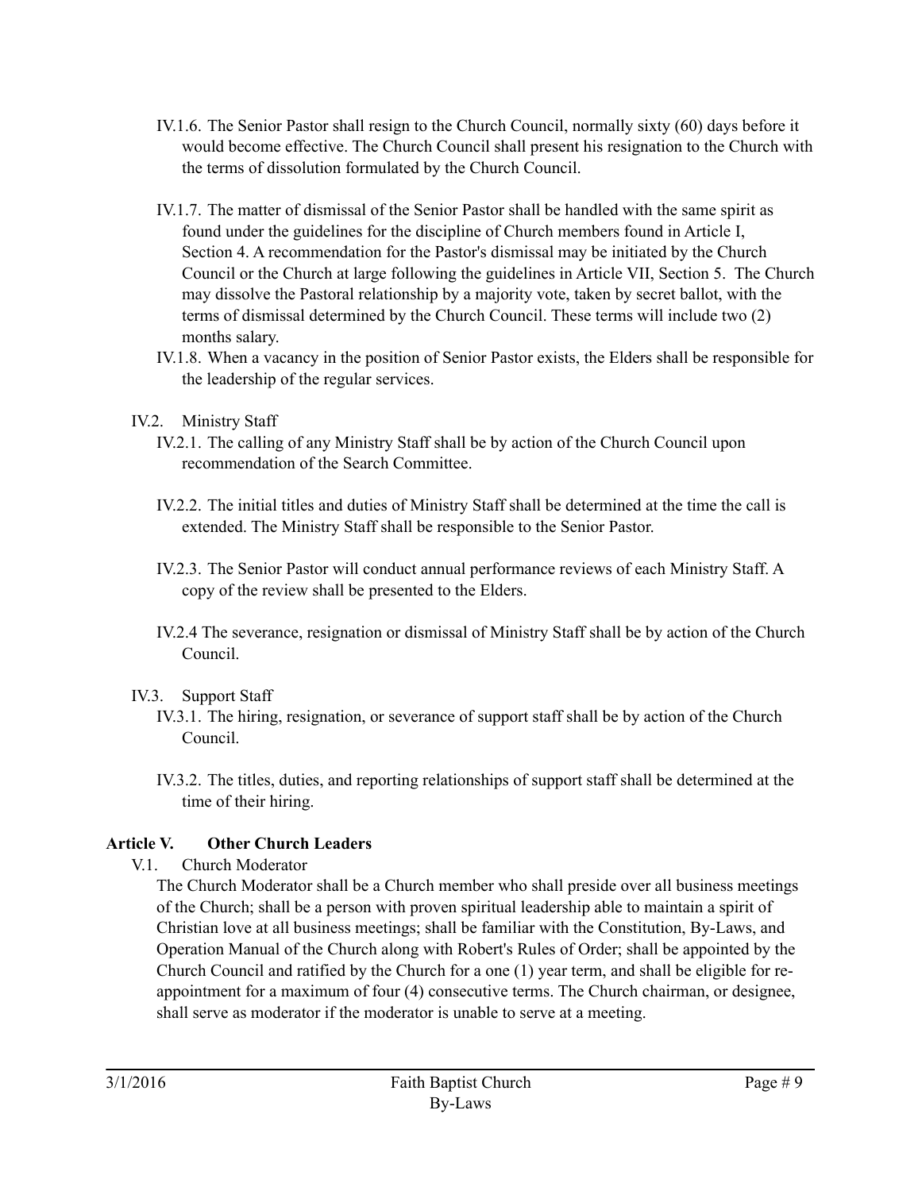- IV.1.6. The Senior Pastor shall resign to the Church Council, normally sixty (60) days before it would become effective. The Church Council shall present his resignation to the Church with the terms of dissolution formulated by the Church Council.

- IV.1.7. The matter of dismissal of the Senior Pastor shall be handled with the same spirit as found under the guidelines for the discipline of Church members found in Article I, Section 4. A recommendation for the Pastor's dismissal may be initiated by the Church Council or the Church at large following the guidelines in Article VII, Section 5. The Church may dissolve the Pastoral relationship by a majority vote, taken by secret ballot, with the terms of dismissal determined by the Church Council. These terms will include two (2) months salary.
- IV.1.8. When a vacancy in the position of Senior Pastor exists, the Elders shall be responsible for the leadership of the regular services.

IV.2. Ministry Staff

- IV.2.1. The calling of any Ministry Staff shall be by action of the Church Council upon recommendation of the Search Committee.

- IV.2.2. The initial titles and duties of Ministry Staff shall be determined at the time the call is extended. The Ministry Staff shall be responsible to the Senior Pastor.

- IV.2.3. The Senior Pastor will conduct annual performance reviews of each Ministry Staff. A copy of the review shall be presented to the Elders.

- IV.2.4 The severance, resignation or dismissal of Ministry Staff shall be by action of the Church Council.

IV.3. Support Staff

- IV.3.1. The hiring, resignation, or severance of support staff shall be by action of the Church Council.

- IV.3.2. The titles, duties, and reporting relationships of support staff shall be determined at the time of their hiring.

## Article V. Other Church Leaders

V.1. Church Moderator

The Church Moderator shall be a Church member who shall preside over all business meetings of the Church; shall be a person with proven spiritual leadership able to maintain a spirit of Christian love at all business meetings; shall be familiar with the Constitution, By-Laws, and Operation Manual of the Church along with Robert's Rules of Order; shall be appointed by the Church Council and ratified by the Church for a one (1) year term, and shall be eligible for re-appointment for a maximum of four (4) consecutive terms. The Church chairman, or designee, shall serve as moderator if the moderator is unable to serve at a meeting.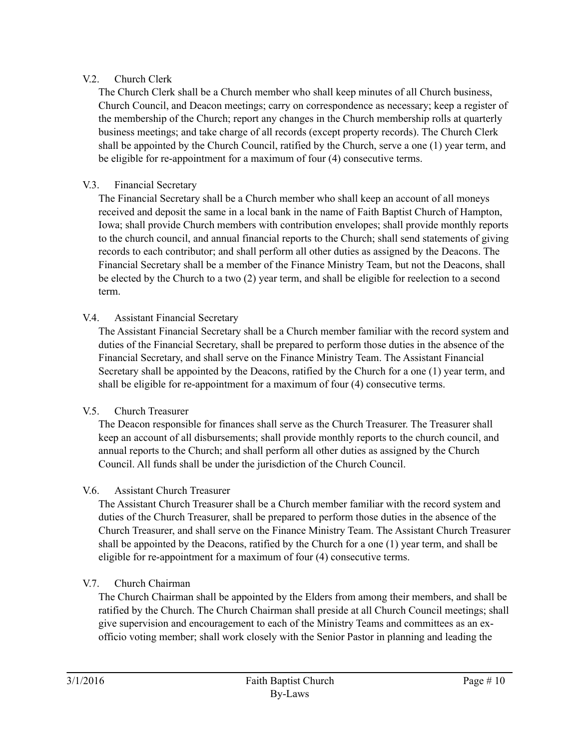### V.2. Church Clerk

The Church Clerk shall be a Church member who shall keep minutes of all Church business, Church Council, and Deacon meetings; carry on correspondence as necessary; keep a register of the membership of the Church; report any changes in the Church membership rolls at quarterly business meetings; and take charge of all records (except property records). The Church Clerk shall be appointed by the Church Council, ratified by the Church, serve a one (1) year term, and be eligible for re-appointment for a maximum of four (4) consecutive terms.

### V.3. Financial Secretary

The Financial Secretary shall be a Church member who shall keep an account of all moneys received and deposit the same in a local bank in the name of Faith Baptist Church of Hampton, Iowa; shall provide Church members with contribution envelopes; shall provide monthly reports to the church council, and annual financial reports to the Church; shall send statements of giving records to each contributor; and shall perform all other duties as assigned by the Deacons. The Financial Secretary shall be a member of the Finance Ministry Team, but not the Deacons, shall be elected by the Church to a two (2) year term, and shall be eligible for reelection to a second term.

### V.4. Assistant Financial Secretary

The Assistant Financial Secretary shall be a Church member familiar with the record system and duties of the Financial Secretary, shall be prepared to perform those duties in the absence of the Financial Secretary, and shall serve on the Finance Ministry Team. The Assistant Financial Secretary shall be appointed by the Deacons, ratified by the Church for a one (1) year term, and shall be eligible for re-appointment for a maximum of four (4) consecutive terms.

### V.5. Church Treasurer

The Deacon responsible for finances shall serve as the Church Treasurer. The Treasurer shall keep an account of all disbursements; shall provide monthly reports to the church council, and annual reports to the Church; and shall perform all other duties as assigned by the Church Council. All funds shall be under the jurisdiction of the Church Council.

### V.6. Assistant Church Treasurer

The Assistant Church Treasurer shall be a Church member familiar with the record system and duties of the Church Treasurer, shall be prepared to perform those duties in the absence of the Church Treasurer, and shall serve on the Finance Ministry Team. The Assistant Church Treasurer shall be appointed by the Deacons, ratified by the Church for a one (1) year term, and shall be eligible for re-appointment for a maximum of four (4) consecutive terms.

### V.7. Church Chairman

The Church Chairman shall be appointed by the Elders from among their members, and shall be ratified by the Church. The Church Chairman shall preside at all Church Council meetings; shall give supervision and encouragement to each of the Ministry Teams and committees as an ex-officio voting member; shall work closely with the Senior Pastor in planning and leading the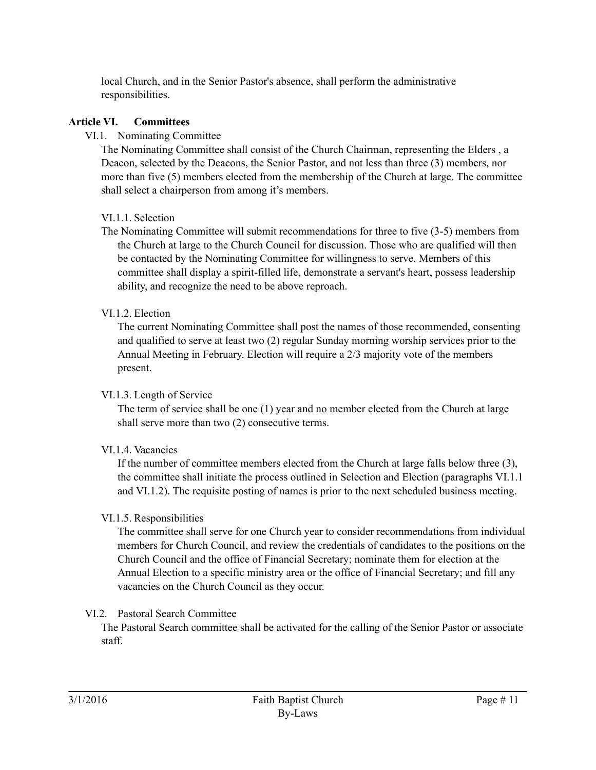local Church, and in the Senior Pastor's absence, shall perform the administrative responsibilities.

## Article VI. Committees

### VI.1. Nominating Committee

The Nominating Committee shall consist of the Church Chairman, representing the Elders , a Deacon, selected by the Deacons, the Senior Pastor, and not less than three (3) members, nor more than five (5) members elected from the membership of the Church at large. The committee shall select a chairperson from among it's members.

#### VI.1.1. Selection

The Nominating Committee will submit recommendations for three to five (3-5) members from the Church at large to the Church Council for discussion. Those who are qualified will then be contacted by the Nominating Committee for willingness to serve. Members of this committee shall display a spirit-filled life, demonstrate a servant's heart, possess leadership ability, and recognize the need to be above reproach.

#### VI.1.2. Election

The current Nominating Committee shall post the names of those recommended, consenting and qualified to serve at least two (2) regular Sunday morning worship services prior to the Annual Meeting in February. Election will require a 2/3 majority vote of the members present.

#### VI.1.3. Length of Service

The term of service shall be one (1) year and no member elected from the Church at large shall serve more than two (2) consecutive terms.

#### VI.1.4. Vacancies

If the number of committee members elected from the Church at large falls below three (3), the committee shall initiate the process outlined in Selection and Election (paragraphs VI.1.1 and VI.1.2). The requisite posting of names is prior to the next scheduled business meeting.

#### VI.1.5. Responsibilities

The committee shall serve for one Church year to consider recommendations from individual members for Church Council, and review the credentials of candidates to the positions on the Church Council and the office of Financial Secretary; nominate them for election at the Annual Election to a specific ministry area or the office of Financial Secretary; and fill any vacancies on the Church Council as they occur.

### VI.2. Pastoral Search Committee

The Pastoral Search committee shall be activated for the calling of the Senior Pastor or associate staff.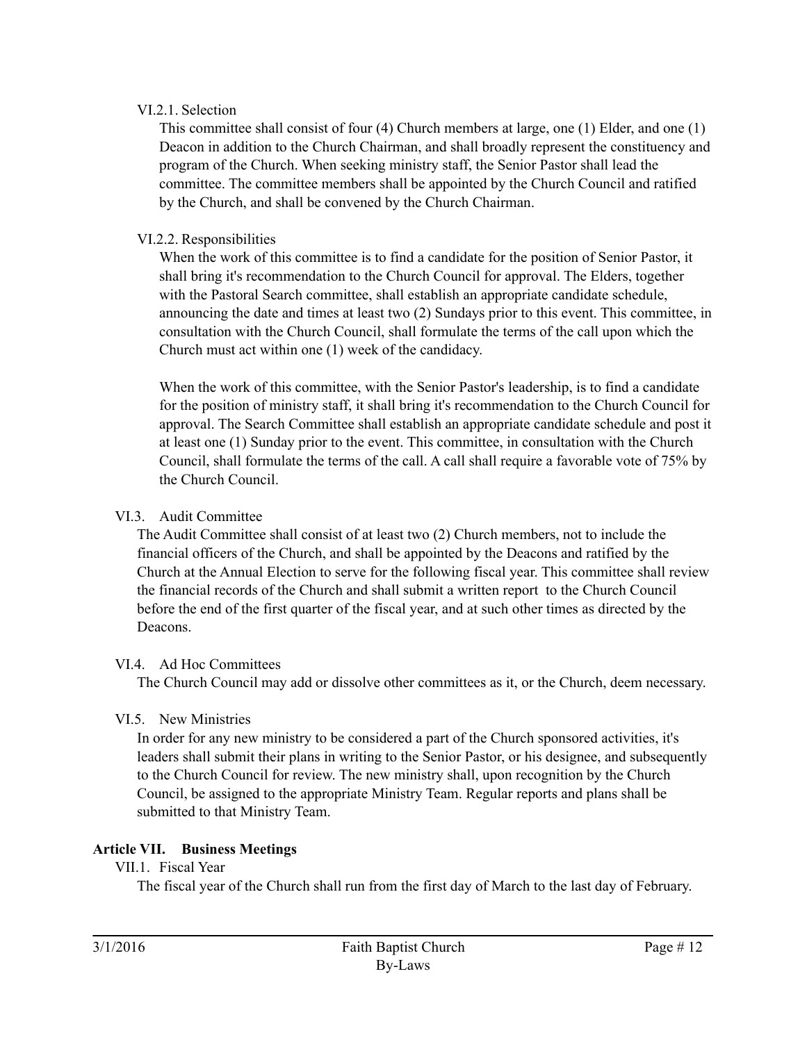VI.2.1. Selection

This committee shall consist of four (4) Church members at large, one (1) Elder, and one (1) Deacon in addition to the Church Chairman, and shall broadly represent the constituency and program of the Church. When seeking ministry staff, the Senior Pastor shall lead the committee. The committee members shall be appointed by the Church Council and ratified by the Church, and shall be convened by the Church Chairman.

VI.2.2. Responsibilities

When the work of this committee is to find a candidate for the position of Senior Pastor, it shall bring it's recommendation to the Church Council for approval. The Elders, together with the Pastoral Search committee, shall establish an appropriate candidate schedule, announcing the date and times at least two (2) Sundays prior to this event. This committee, in consultation with the Church Council, shall formulate the terms of the call upon which the Church must act within one (1) week of the candidacy.

When the work of this committee, with the Senior Pastor's leadership, is to find a candidate for the position of ministry staff, it shall bring it's recommendation to the Church Council for approval. The Search Committee shall establish an appropriate candidate schedule and post it at least one (1) Sunday prior to the event. This committee, in consultation with the Church Council, shall formulate the terms of the call. A call shall require a favorable vote of 75% by the Church Council.

VI.3. Audit Committee

The Audit Committee shall consist of at least two (2) Church members, not to include the financial officers of the Church, and shall be appointed by the Deacons and ratified by the Church at the Annual Election to serve for the following fiscal year. This committee shall review the financial records of the Church and shall submit a written report to the Church Council before the end of the first quarter of the fiscal year, and at such other times as directed by the Deacons.

VI.4. Ad Hoc Committees

The Church Council may add or dissolve other committees as it, or the Church, deem necessary.

VI.5. New Ministries

In order for any new ministry to be considered a part of the Church sponsored activities, it's leaders shall submit their plans in writing to the Senior Pastor, or his designee, and subsequently to the Church Council for review. The new ministry shall, upon recognition by the Church Council, be assigned to the appropriate Ministry Team. Regular reports and plans shall be submitted to that Ministry Team.

**Article VII. Business Meetings**

VII.1. Fiscal Year

The fiscal year of the Church shall run from the first day of March to the last day of February.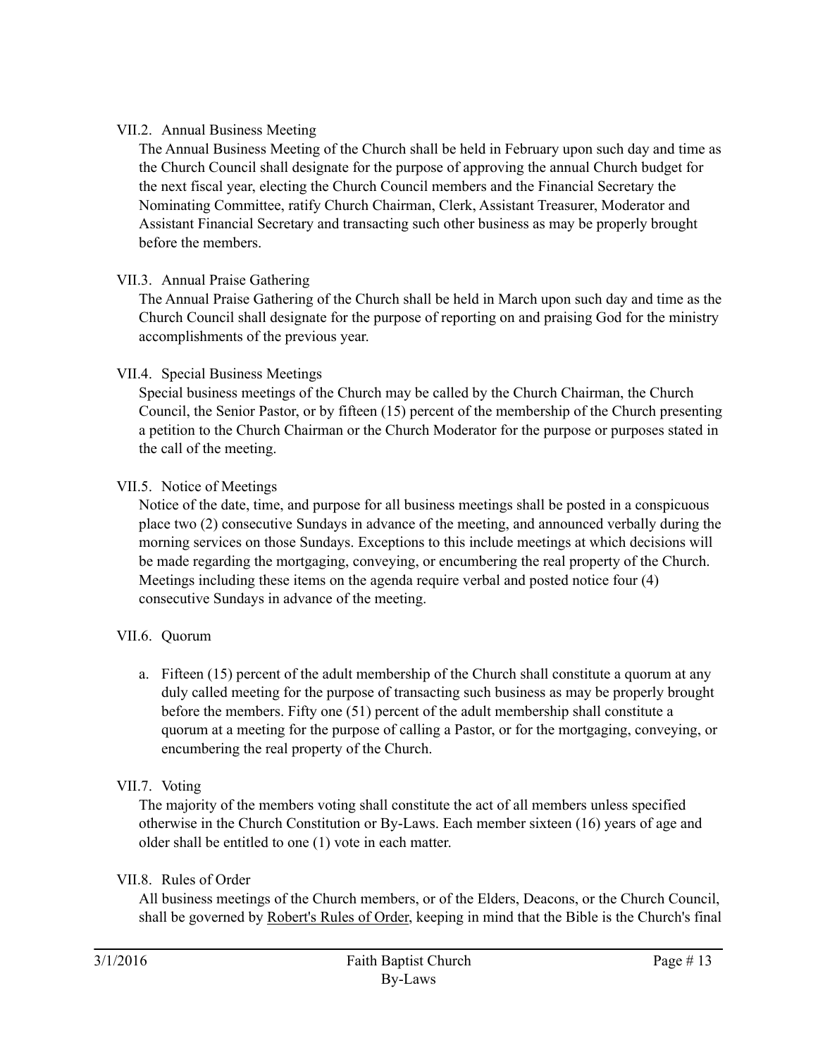VII.2. Annual Business Meeting

The Annual Business Meeting of the Church shall be held in February upon such day and time as the Church Council shall designate for the purpose of approving the annual Church budget for the next fiscal year, electing the Church Council members and the Financial Secretary the Nominating Committee, ratify Church Chairman, Clerk, Assistant Treasurer, Moderator and Assistant Financial Secretary and transacting such other business as may be properly brought before the members.

VII.3. Annual Praise Gathering

The Annual Praise Gathering of the Church shall be held in March upon such day and time as the Church Council shall designate for the purpose of reporting on and praising God for the ministry accomplishments of the previous year.

VII.4. Special Business Meetings

Special business meetings of the Church may be called by the Church Chairman, the Church Council, the Senior Pastor, or by fifteen (15) percent of the membership of the Church presenting a petition to the Church Chairman or the Church Moderator for the purpose or purposes stated in the call of the meeting.

VII.5. Notice of Meetings

Notice of the date, time, and purpose for all business meetings shall be posted in a conspicuous place two (2) consecutive Sundays in advance of the meeting, and announced verbally during the morning services on those Sundays. Exceptions to this include meetings at which decisions will be made regarding the mortgaging, conveying, or encumbering the real property of the Church. Meetings including these items on the agenda require verbal and posted notice four (4) consecutive Sundays in advance of the meeting.

VII.6. Quorum

a. Fifteen (15) percent of the adult membership of the Church shall constitute a quorum at any duly called meeting for the purpose of transacting such business as may be properly brought before the members. Fifty one (51) percent of the adult membership shall constitute a quorum at a meeting for the purpose of calling a Pastor, or for the mortgaging, conveying, or encumbering the real property of the Church.

VII.7. Voting

The majority of the members voting shall constitute the act of all members unless specified otherwise in the Church Constitution or By-Laws. Each member sixteen (16) years of age and older shall be entitled to one (1) vote in each matter.

VII.8. Rules of Order

All business meetings of the Church members, or of the Elders, Deacons, or the Church Council, shall be governed by Robert's Rules of Order, keeping in mind that the Bible is the Church's final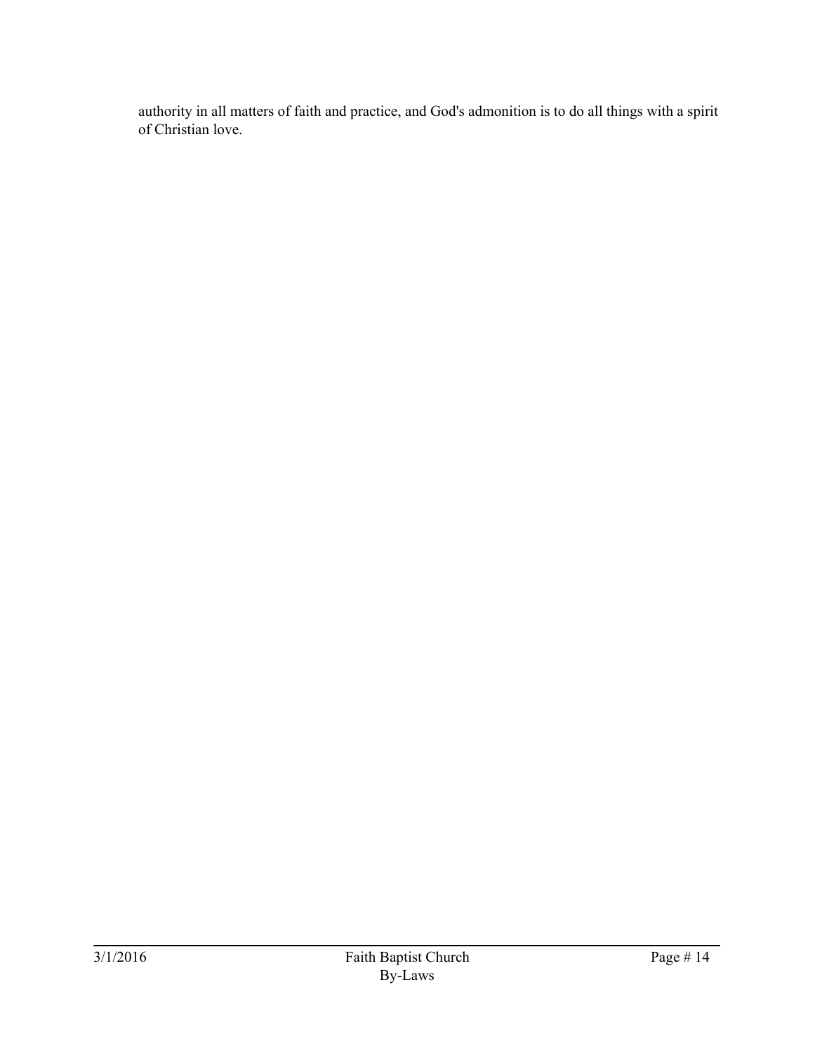authority in all matters of faith and practice, and God's admonition is to do all things with a spirit of Christian love.